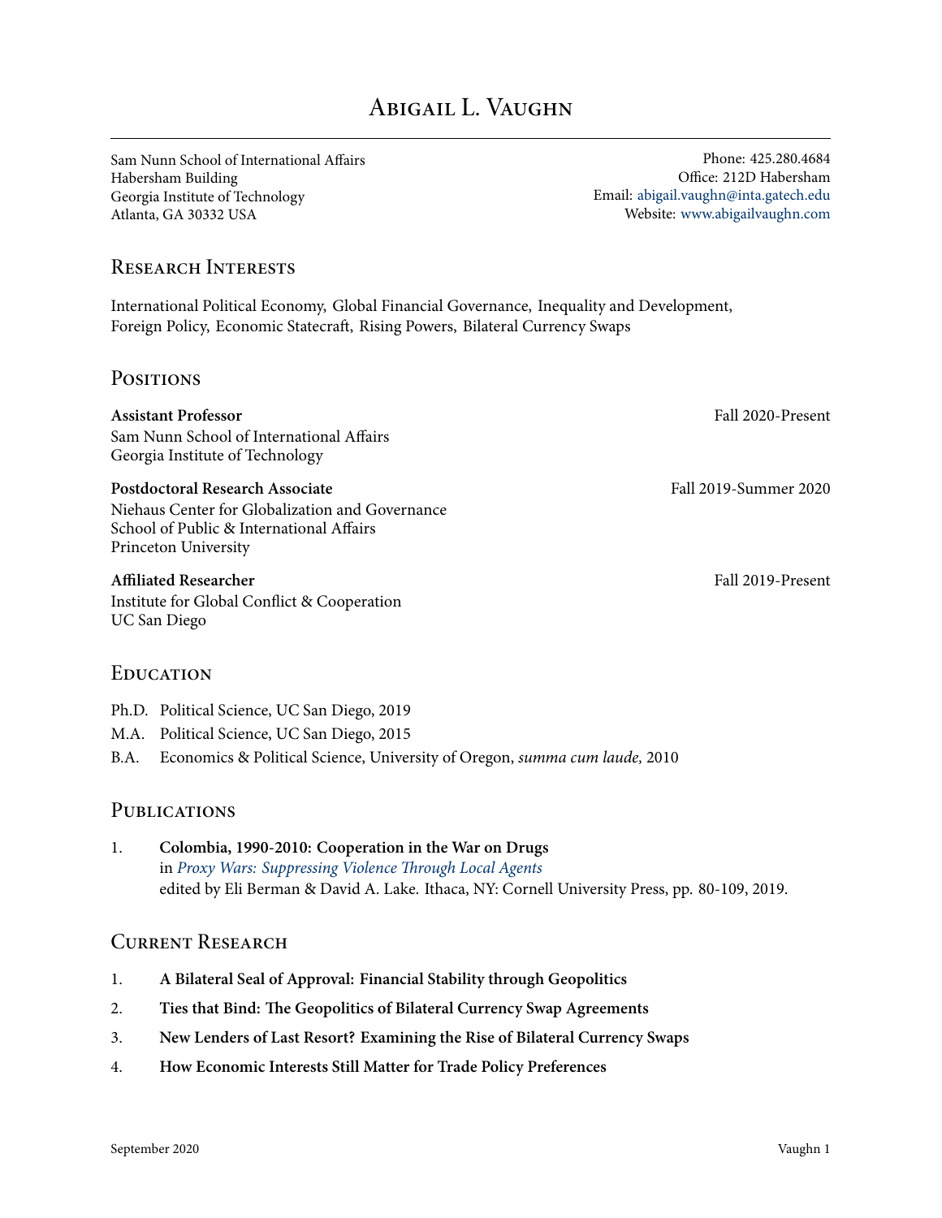# Abigail L. Vaughn

Sam Nunn School of International Affairs
Habersham Building
Georgia Institute of Technology
Atlanta, GA 30332 USA

Phone: 425.280.4684
Office: 212D Habersham
Email: abigail.vaughn@inta.gatech.edu
Website: www.abigailvaughn.com

## Research Interests

International Political Economy, Global Financial Governance, Inequality and Development, Foreign Policy, Economic Statecraft, Rising Powers, Bilateral Currency Swaps

## Positions

**Assistant Professor** — Fall 2020-Present
Sam Nunn School of International Affairs
Georgia Institute of Technology

**Postdoctoral Research Associate** — Fall 2019-Summer 2020
Niehaus Center for Globalization and Governance
School of Public & International Affairs
Princeton University

**Affiliated Researcher** — Fall 2019-Present
Institute for Global Conflict & Cooperation
UC San Diego

## Education

Ph.D. Political Science, UC San Diego, 2019

M.A. Political Science, UC San Diego, 2015

B.A. Economics & Political Science, University of Oregon, *summa cum laude,* 2010

## Publications

1. **Colombia, 1990-2010: Cooperation in the War on Drugs**
   in *Proxy Wars: Suppressing Violence Through Local Agents*
   edited by Eli Berman & David A. Lake. Ithaca, NY: Cornell University Press, pp. 80-109, 2019.

## Current Research

1. **A Bilateral Seal of Approval: Financial Stability through Geopolitics**
2. **Ties that Bind: The Geopolitics of Bilateral Currency Swap Agreements**
3. **New Lenders of Last Resort? Examining the Rise of Bilateral Currency Swaps**
4. **How Economic Interests Still Matter for Trade Policy Preferences**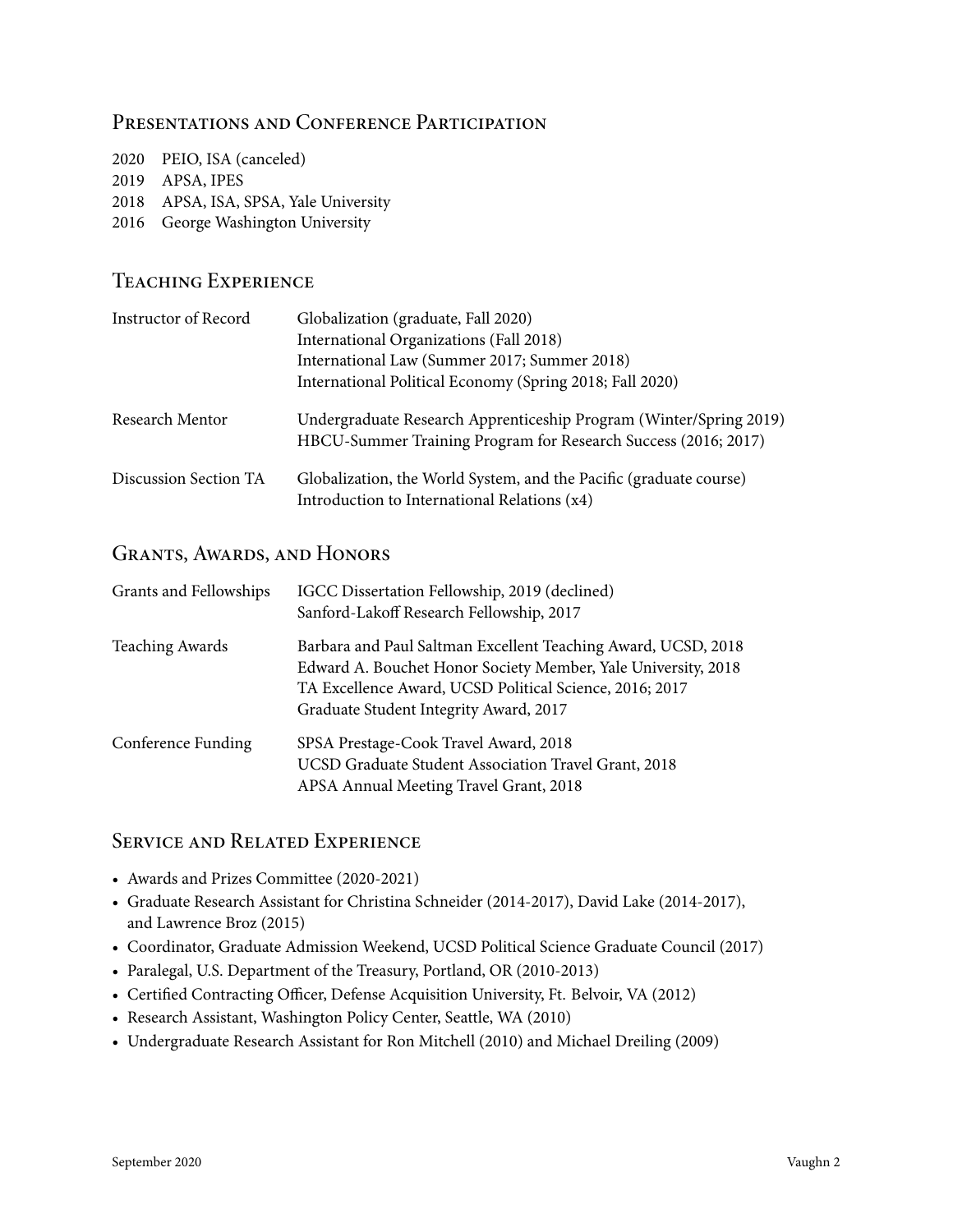## Presentations and Conference Participation

2020 PEIO, ISA (canceled)
2019 APSA, IPES
2018 APSA, ISA, SPSA, Yale University
2016 George Washington University

## Teaching Experience

| | |
|---|---|
| Instructor of Record | Globalization (graduate, Fall 2020)<br>International Organizations (Fall 2018)<br>International Law (Summer 2017; Summer 2018)<br>International Political Economy (Spring 2018; Fall 2020) |
| Research Mentor | Undergraduate Research Apprenticeship Program (Winter/Spring 2019)<br>HBCU-Summer Training Program for Research Success (2016; 2017) |
| Discussion Section TA | Globalization, the World System, and the Pacific (graduate course)<br>Introduction to International Relations (x4) |

## Grants, Awards, and Honors

| | |
|---|---|
| Grants and Fellowships | IGCC Dissertation Fellowship, 2019 (declined)<br>Sanford-Lakoff Research Fellowship, 2017 |
| Teaching Awards | Barbara and Paul Saltman Excellent Teaching Award, UCSD, 2018<br>Edward A. Bouchet Honor Society Member, Yale University, 2018<br>TA Excellence Award, UCSD Political Science, 2016; 2017<br>Graduate Student Integrity Award, 2017 |
| Conference Funding | SPSA Prestage-Cook Travel Award, 2018<br>UCSD Graduate Student Association Travel Grant, 2018<br>APSA Annual Meeting Travel Grant, 2018 |

## Service and Related Experience

- Awards and Prizes Committee (2020-2021)
- Graduate Research Assistant for Christina Schneider (2014-2017), David Lake (2014-2017), and Lawrence Broz (2015)
- Coordinator, Graduate Admission Weekend, UCSD Political Science Graduate Council (2017)
- Paralegal, U.S. Department of the Treasury, Portland, OR (2010-2013)
- Certified Contracting Officer, Defense Acquisition University, Ft. Belvoir, VA (2012)
- Research Assistant, Washington Policy Center, Seattle, WA (2010)
- Undergraduate Research Assistant for Ron Mitchell (2010) and Michael Dreiling (2009)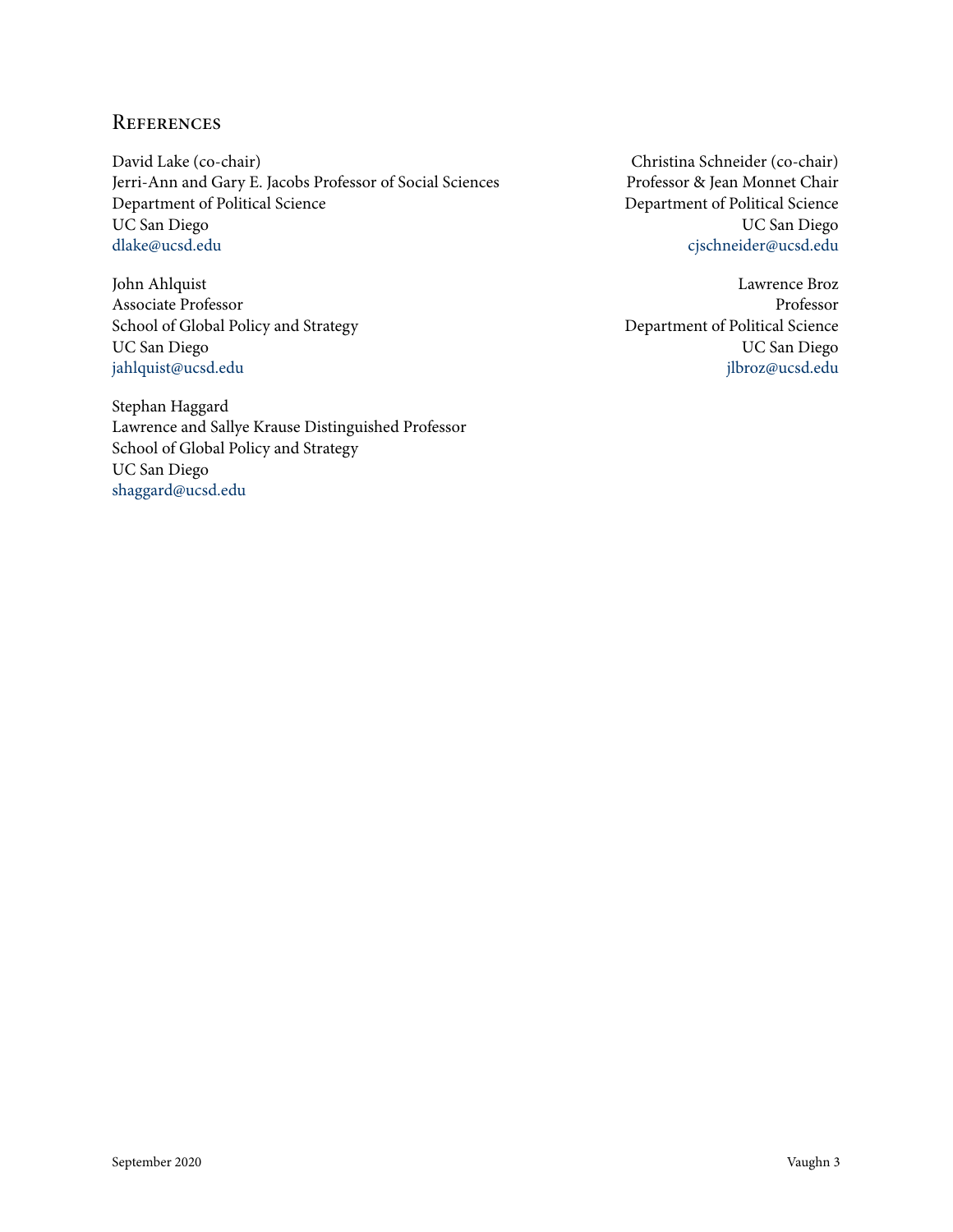## References

David Lake (co-chair)
Jerri-Ann and Gary E. Jacobs Professor of Social Sciences
Department of Political Science
UC San Diego
dlake@ucsd.edu

Christina Schneider (co-chair)
Professor & Jean Monnet Chair
Department of Political Science
UC San Diego
cjschneider@ucsd.edu

John Ahlquist
Associate Professor
School of Global Policy and Strategy
UC San Diego
jahlquist@ucsd.edu

Lawrence Broz
Professor
Department of Political Science
UC San Diego
jlbroz@ucsd.edu

Stephan Haggard
Lawrence and Sallye Krause Distinguished Professor
School of Global Policy and Strategy
UC San Diego
shaggard@ucsd.edu